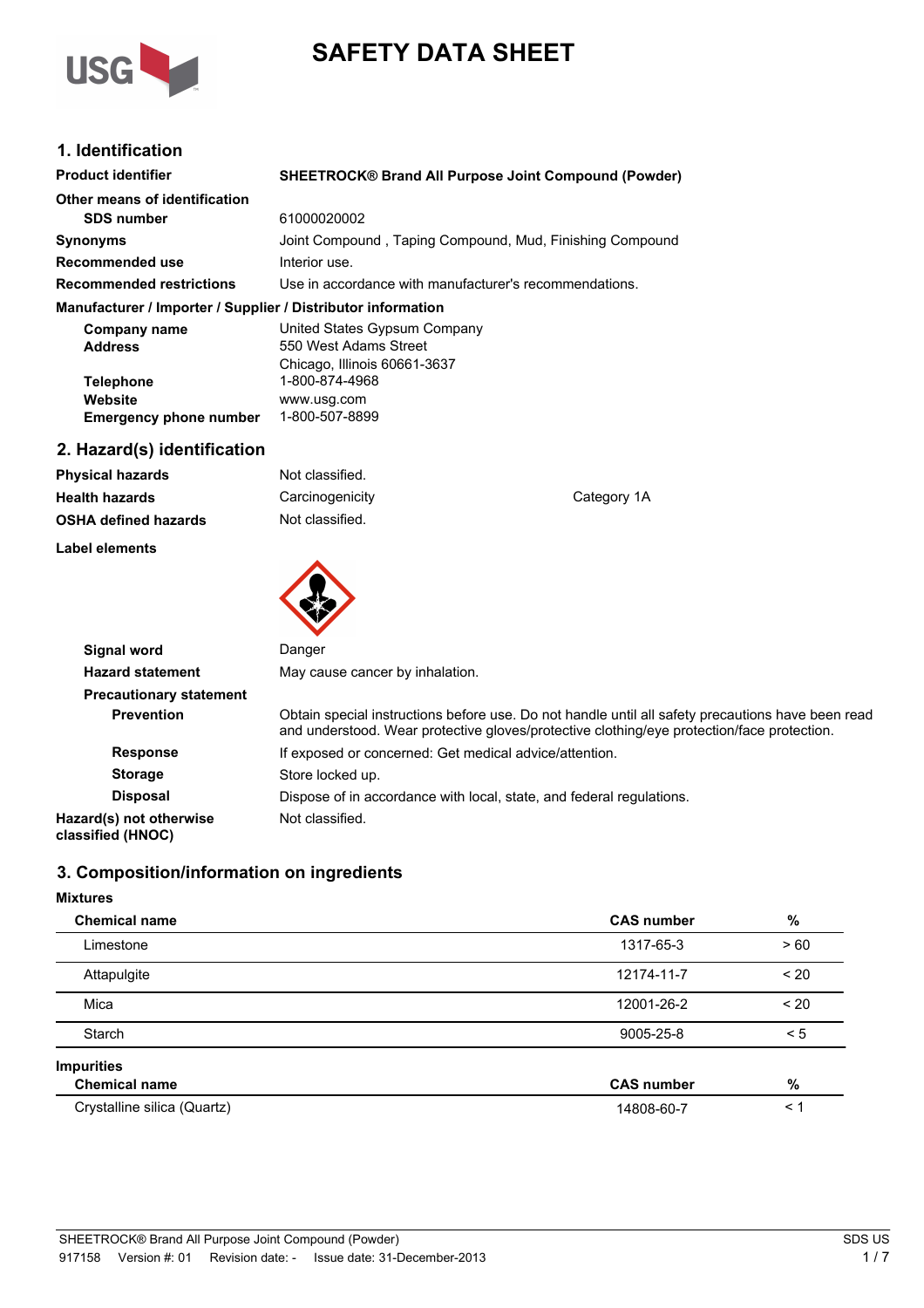# SAFETY DATA SHEET

## 1. Identification

| | |
|---|---|
| **Product identifier** | **SHEETROCK® Brand All Purpose Joint Compound (Powder)** |
| **Other means of identification** | |
| **SDS number** | 61000020002 |
| **Synonyms** | Joint Compound , Taping Compound, Mud, Finishing Compound |
| **Recommended use** | Interior use. |
| **Recommended restrictions** | Use in accordance with manufacturer's recommendations. |

**Manufacturer / Importer / Supplier / Distributor information**

| | |
|---|---|
| **Company name** | United States Gypsum Company |
| **Address** | 550 West Adams Street<br>Chicago, Illinois 60661-3637 |
| **Telephone** | 1-800-874-4968 |
| **Website** | www.usg.com |
| **Emergency phone number** | 1-800-507-8899 |

## 2. Hazard(s) identification

| | | |
|---|---|---|
| **Physical hazards** | Not classified. | |
| **Health hazards** | Carcinogenicity | Category 1A |
| **OSHA defined hazards** | Not classified. | |

**Label elements**

| | |
|---|---|
| **Signal word** | Danger |
| **Hazard statement** | May cause cancer by inhalation. |
| **Precautionary statement** | |
| **Prevention** | Obtain special instructions before use. Do not handle until all safety precautions have been read and understood. Wear protective gloves/protective clothing/eye protection/face protection. |
| **Response** | If exposed or concerned: Get medical advice/attention. |
| **Storage** | Store locked up. |
| **Disposal** | Dispose of in accordance with local, state, and federal regulations. |
| **Hazard(s) not otherwise classified (HNOC)** | Not classified. |

## 3. Composition/information on ingredients

**Mixtures**

| Chemical name | CAS number | % |
|---|---|---|
| Limestone | 1317-65-3 | > 60 |
| Attapulgite | 12174-11-7 | < 20 |
| Mica | 12001-26-2 | < 20 |
| Starch | 9005-25-8 | < 5 |

**Impurities**

| Chemical name | CAS number | % |
|---|---|---|
| Crystalline silica (Quartz) | 14808-60-7 | < 1 |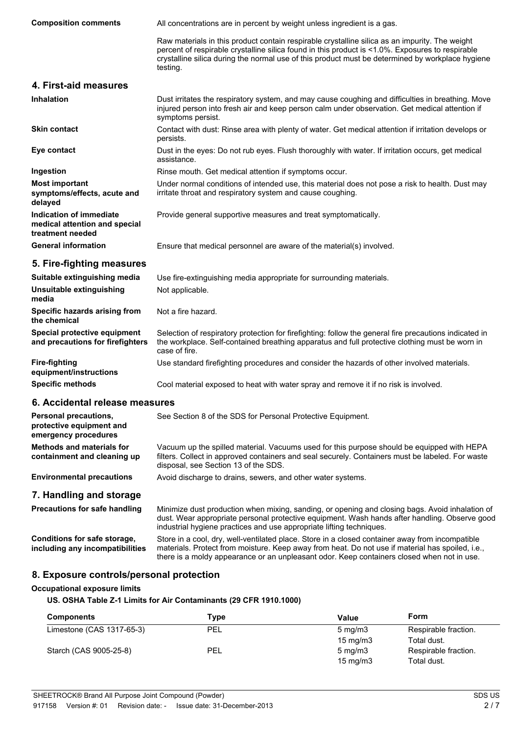**Composition comments**

All concentrations are in percent by weight unless ingredient is a gas.

Raw materials in this product contain respirable crystalline silica as an impurity. The weight percent of respirable crystalline silica found in this product is <1.0%. Exposures to respirable crystalline silica during the normal use of this product must be determined by workplace hygiene testing.

## 4. First-aid measures

**Inhalation**

Dust irritates the respiratory system, and may cause coughing and difficulties in breathing. Move injured person into fresh air and keep person calm under observation. Get medical attention if symptoms persist.

**Skin contact**

Contact with dust: Rinse area with plenty of water. Get medical attention if irritation develops or persists.

**Eye contact**

Dust in the eyes: Do not rub eyes. Flush thoroughly with water. If irritation occurs, get medical assistance.

**Ingestion**

Rinse mouth. Get medical attention if symptoms occur.

**Most important symptoms/effects, acute and delayed**

Under normal conditions of intended use, this material does not pose a risk to health. Dust may irritate throat and respiratory system and cause coughing.

**Indication of immediate medical attention and special treatment needed**

Provide general supportive measures and treat symptomatically.

**General information**

Ensure that medical personnel are aware of the material(s) involved.

## 5. Fire-fighting measures

**Suitable extinguishing media**

Use fire-extinguishing media appropriate for surrounding materials.

**Unsuitable extinguishing media**

Not applicable.

**Specific hazards arising from the chemical**

Not a fire hazard.

**Special protective equipment and precautions for firefighters**

Selection of respiratory protection for firefighting: follow the general fire precautions indicated in the workplace. Self-contained breathing apparatus and full protective clothing must be worn in case of fire.

**Fire-fighting equipment/instructions**

Use standard firefighting procedures and consider the hazards of other involved materials.

**Specific methods**

Cool material exposed to heat with water spray and remove it if no risk is involved.

## 6. Accidental release measures

**Personal precautions, protective equipment and emergency procedures**

See Section 8 of the SDS for Personal Protective Equipment.

**Methods and materials for containment and cleaning up**

Vacuum up the spilled material. Vacuums used for this purpose should be equipped with HEPA filters. Collect in approved containers and seal securely. Containers must be labeled. For waste disposal, see Section 13 of the SDS.

**Environmental precautions**

Avoid discharge to drains, sewers, and other water systems.

## 7. Handling and storage

**Precautions for safe handling**

Minimize dust production when mixing, sanding, or opening and closing bags. Avoid inhalation of dust. Wear appropriate personal protective equipment. Wash hands after handling. Observe good industrial hygiene practices and use appropriate lifting techniques.

**Conditions for safe storage, including any incompatibilities**

Store in a cool, dry, well-ventilated place. Store in a closed container away from incompatible materials. Protect from moisture. Keep away from heat. Do not use if material has spoiled, i.e., there is a moldy appearance or an unpleasant odor. Keep containers closed when not in use.

## 8. Exposure controls/personal protection

**Occupational exposure limits**

**US. OSHA Table Z-1 Limits for Air Contaminants (29 CFR 1910.1000)**

| Components | Type | Value | Form |
|---|---|---|---|
| Limestone (CAS 1317-65-3) | PEL | 5 mg/m3 | Respirable fraction. |
| | | 15 mg/m3 | Total dust. |
| Starch (CAS 9005-25-8) | PEL | 5 mg/m3 | Respirable fraction. |
| | | 15 mg/m3 | Total dust. |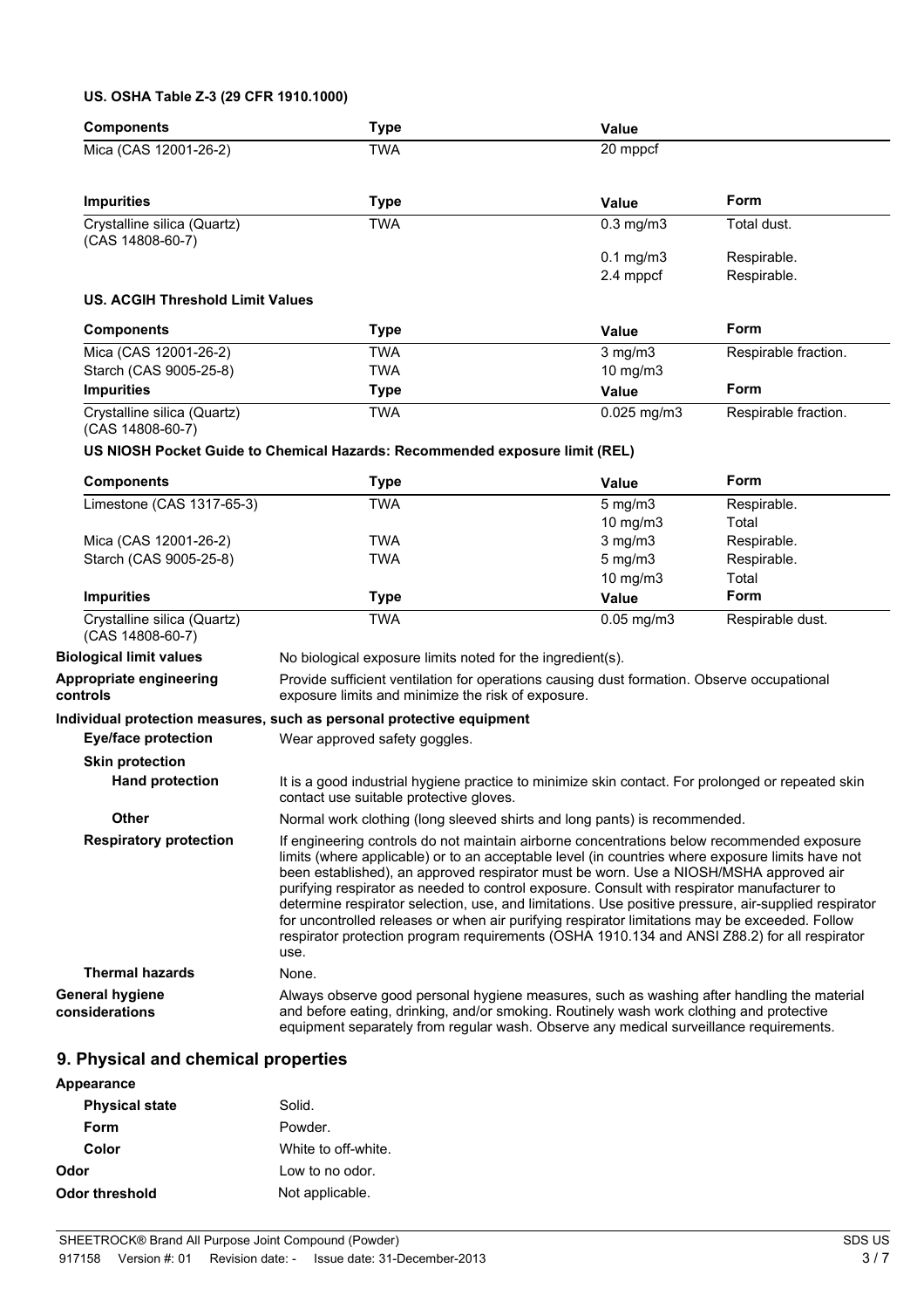**US. OSHA Table Z-3 (29 CFR 1910.1000)**

| Components | Type | Value | |
|---|---|---|---|
| Mica (CAS 12001-26-2) | TWA | 20 mppcf | |

| Impurities | Type | Value | Form |
|---|---|---|---|
| Crystalline silica (Quartz) (CAS 14808-60-7) | TWA | 0.3 mg/m3 | Total dust. |
| | | 0.1 mg/m3 | Respirable. |
| | | 2.4 mppcf | Respirable. |

**US. ACGIH Threshold Limit Values**

| Components | Type | Value | Form |
|---|---|---|---|
| Mica (CAS 12001-26-2) | TWA | 3 mg/m3 | Respirable fraction. |
| Starch (CAS 9005-25-8) | TWA | 10 mg/m3 | |
| **Impurities** | **Type** | **Value** | **Form** |
| Crystalline silica (Quartz) (CAS 14808-60-7) | TWA | 0.025 mg/m3 | Respirable fraction. |

**US NIOSH Pocket Guide to Chemical Hazards: Recommended exposure limit (REL)**

| Components | Type | Value | Form |
|---|---|---|---|
| Limestone (CAS 1317-65-3) | TWA | 5 mg/m3 | Respirable. |
| | | 10 mg/m3 | Total |
| Mica (CAS 12001-26-2) | TWA | 3 mg/m3 | Respirable. |
| Starch (CAS 9005-25-8) | TWA | 5 mg/m3 | Respirable. |
| | | 10 mg/m3 | Total |
| **Impurities** | **Type** | **Value** | **Form** |
| Crystalline silica (Quartz) (CAS 14808-60-7) | TWA | 0.05 mg/m3 | Respirable dust. |

**Biological limit values**
No biological exposure limits noted for the ingredient(s).

**Appropriate engineering controls**
Provide sufficient ventilation for operations causing dust formation. Observe occupational exposure limits and minimize the risk of exposure.

**Individual protection measures, such as personal protective equipment**

**Eye/face protection**
Wear approved safety goggles.

**Skin protection**

**Hand protection**
It is a good industrial hygiene practice to minimize skin contact. For prolonged or repeated skin contact use suitable protective gloves.

**Other**
Normal work clothing (long sleeved shirts and long pants) is recommended.

**Respiratory protection**
If engineering controls do not maintain airborne concentrations below recommended exposure limits (where applicable) or to an acceptable level (in countries where exposure limits have not been established), an approved respirator must be worn. Use a NIOSH/MSHA approved air purifying respirator as needed to control exposure. Consult with respirator manufacturer to determine respirator selection, use, and limitations. Use positive pressure, air-supplied respirator for uncontrolled releases or when air purifying respirator limitations may be exceeded. Follow respirator protection program requirements (OSHA 1910.134 and ANSI Z88.2) for all respirator use.

**Thermal hazards**
None.

**General hygiene considerations**
Always observe good personal hygiene measures, such as washing after handling the material and before eating, drinking, and/or smoking. Routinely wash work clothing and protective equipment separately from regular wash. Observe any medical surveillance requirements.

## 9. Physical and chemical properties

**Appearance**

- **Physical state** Solid.
- **Form** Powder.
- **Color** White to off-white.

**Odor** Low to no odor.

**Odor threshold** Not applicable.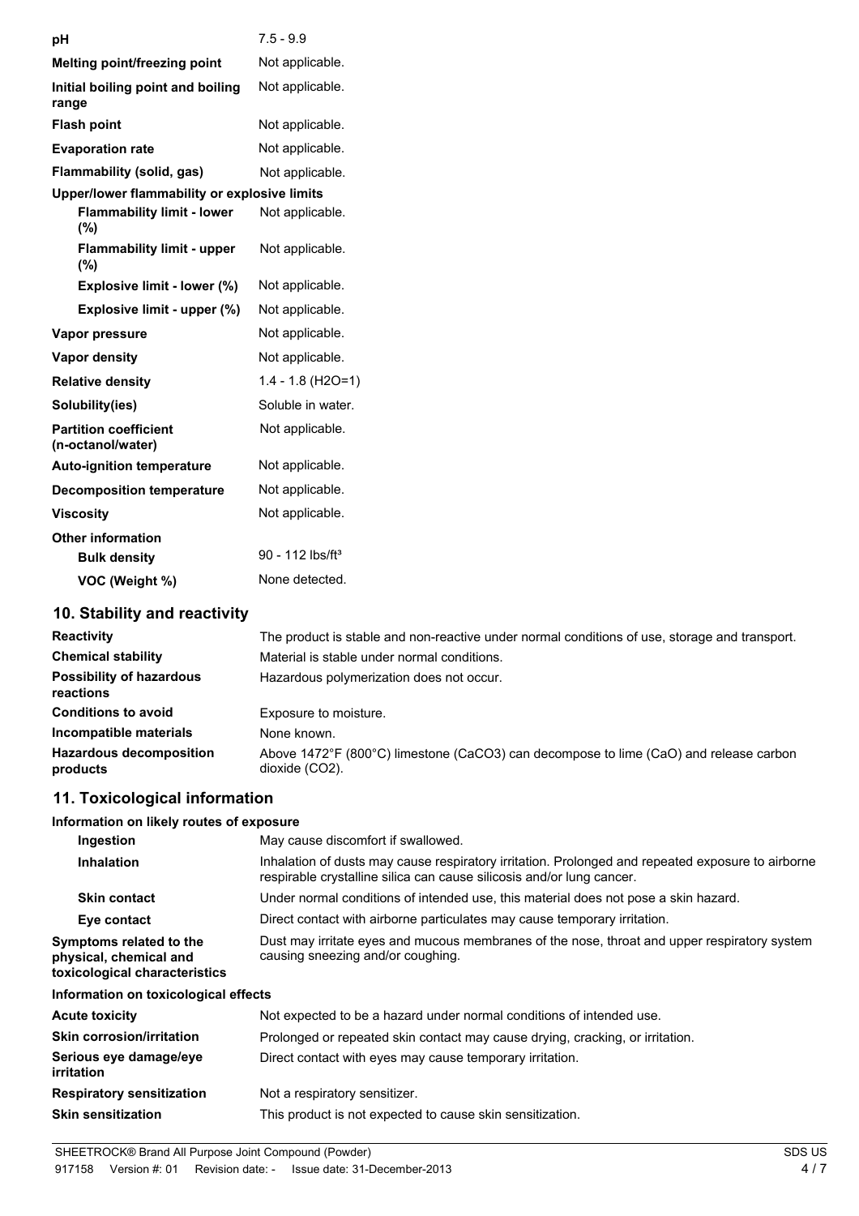| | |
|---|---|
| **pH** | 7.5 - 9.9 |
| **Melting point/freezing point** | Not applicable. |
| **Initial boiling point and boiling range** | Not applicable. |
| **Flash point** | Not applicable. |
| **Evaporation rate** | Not applicable. |
| **Flammability (solid, gas)** | Not applicable. |
| **Upper/lower flammability or explosive limits** | |
| **Flammability limit - lower (%)** | Not applicable. |
| **Flammability limit - upper (%)** | Not applicable. |
| **Explosive limit - lower (%)** | Not applicable. |
| **Explosive limit - upper (%)** | Not applicable. |
| **Vapor pressure** | Not applicable. |
| **Vapor density** | Not applicable. |
| **Relative density** | 1.4 - 1.8 ($H_2O$=1) |
| **Solubility(ies)** | Soluble in water. |
| **Partition coefficient (n-octanol/water)** | Not applicable. |
| **Auto-ignition temperature** | Not applicable. |
| **Decomposition temperature** | Not applicable. |
| **Viscosity** | Not applicable. |
| **Other information** | |
| **Bulk density** | 90 - 112 lbs/ft$^3$ |
| **VOC (Weight %)** | None detected. |

## 10. Stability and reactivity

| | |
|---|---|
| **Reactivity** | The product is stable and non-reactive under normal conditions of use, storage and transport. |
| **Chemical stability** | Material is stable under normal conditions. |
| **Possibility of hazardous reactions** | Hazardous polymerization does not occur. |
| **Conditions to avoid** | Exposure to moisture. |
| **Incompatible materials** | None known. |
| **Hazardous decomposition products** | Above 1472°F (800°C) limestone ($CaCO_3$) can decompose to lime (CaO) and release carbon dioxide ($CO_2$). |

## 11. Toxicological information

**Information on likely routes of exposure**

| | |
|---|---|
| **Ingestion** | May cause discomfort if swallowed. |
| **Inhalation** | Inhalation of dusts may cause respiratory irritation. Prolonged and repeated exposure to airborne respirable crystalline silica can cause silicosis and/or lung cancer. |
| **Skin contact** | Under normal conditions of intended use, this material does not pose a skin hazard. |
| **Eye contact** | Direct contact with airborne particulates may cause temporary irritation. |
| **Symptoms related to the physical, chemical and toxicological characteristics** | Dust may irritate eyes and mucous membranes of the nose, throat and upper respiratory system causing sneezing and/or coughing. |

**Information on toxicological effects**

| | |
|---|---|
| **Acute toxicity** | Not expected to be a hazard under normal conditions of intended use. |
| **Skin corrosion/irritation** | Prolonged or repeated skin contact may cause drying, cracking, or irritation. |
| **Serious eye damage/eye irritation** | Direct contact with eyes may cause temporary irritation. |
| **Respiratory sensitization** | Not a respiratory sensitizer. |
| **Skin sensitization** | This product is not expected to cause skin sensitization. |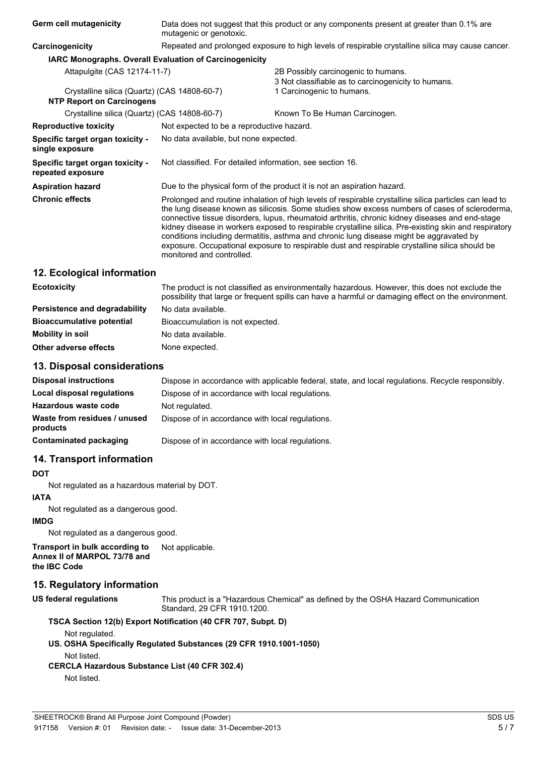**Germ cell mutagenicity** Data does not suggest that this product or any components present at greater than 0.1% are mutagenic or genotoxic.

**Carcinogenicity** Repeated and prolonged exposure to high levels of respirable crystalline silica may cause cancer.

**IARC Monographs. Overall Evaluation of Carcinogenicity**

| | |
|---|---|
| Attapulgite (CAS 12174-11-7) | 2B Possibly carcinogenic to humans. |
| | 3 Not classifiable as to carcinogenicity to humans. |
| Crystalline silica (Quartz) (CAS 14808-60-7) | 1 Carcinogenic to humans. |

**NTP Report on Carcinogens**

| | |
|---|---|
| Crystalline silica (Quartz) (CAS 14808-60-7) | Known To Be Human Carcinogen. |

**Reproductive toxicity** Not expected to be a reproductive hazard.

**Specific target organ toxicity - single exposure** No data available, but none expected.

**Specific target organ toxicity - repeated exposure** Not classified. For detailed information, see section 16.

**Aspiration hazard** Due to the physical form of the product it is not an aspiration hazard.

**Chronic effects** Prolonged and routine inhalation of high levels of respirable crystalline silica particles can lead to the lung disease known as silicosis. Some studies show excess numbers of cases of scleroderma, connective tissue disorders, lupus, rheumatoid arthritis, chronic kidney diseases and end-stage kidney disease in workers exposed to respirable crystalline silica. Pre-existing skin and respiratory conditions including dermatitis, asthma and chronic lung disease might be aggravated by exposure. Occupational exposure to respirable dust and respirable crystalline silica should be monitored and controlled.

## 12. Ecological information

**Ecotoxicity** The product is not classified as environmentally hazardous. However, this does not exclude the possibility that large or frequent spills can have a harmful or damaging effect on the environment.

**Persistence and degradability** No data available.

**Bioaccumulative potential** Bioaccumulation is not expected.

**Mobility in soil** No data available.

**Other adverse effects** None expected.

## 13. Disposal considerations

**Disposal instructions** Dispose in accordance with applicable federal, state, and local regulations. Recycle responsibly.

**Local disposal regulations** Dispose of in accordance with local regulations.

**Hazardous waste code** Not regulated.

**Waste from residues / unused products** Dispose of in accordance with local regulations.

**Contaminated packaging** Dispose of in accordance with local regulations.

## 14. Transport information

**DOT**

Not regulated as a hazardous material by DOT.

**IATA**

Not regulated as a dangerous good.

**IMDG**

Not regulated as a dangerous good.

**Transport in bulk according to Annex II of MARPOL 73/78 and the IBC Code** Not applicable.

## 15. Regulatory information

**US federal regulations** This product is a "Hazardous Chemical" as defined by the OSHA Hazard Communication Standard, 29 CFR 1910.1200.

**TSCA Section 12(b) Export Notification (40 CFR 707, Subpt. D)**

Not regulated.

**US. OSHA Specifically Regulated Substances (29 CFR 1910.1001-1050)**

Not listed.

**CERCLA Hazardous Substance List (40 CFR 302.4)**

Not listed.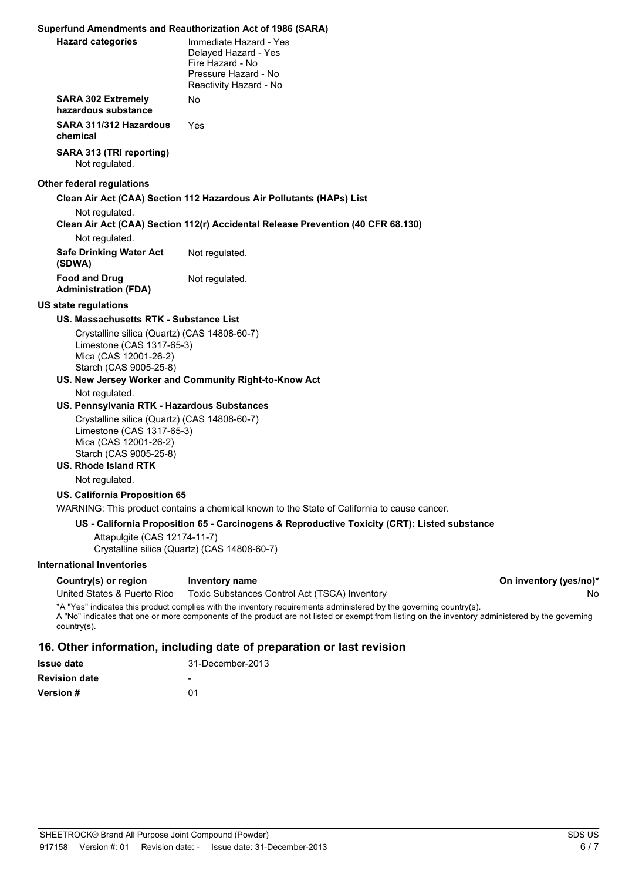**Superfund Amendments and Reauthorization Act of 1986 (SARA)**

**Hazard categories**
Immediate Hazard - Yes
Delayed Hazard - Yes
Fire Hazard - No
Pressure Hazard - No
Reactivity Hazard - No

**SARA 302 Extremely hazardous substance** No

**SARA 311/312 Hazardous chemical** Yes

**SARA 313 (TRI reporting)**
Not regulated.

**Other federal regulations**

**Clean Air Act (CAA) Section 112 Hazardous Air Pollutants (HAPs) List**
Not regulated.

**Clean Air Act (CAA) Section 112(r) Accidental Release Prevention (40 CFR 68.130)**
Not regulated.

**Safe Drinking Water Act (SDWA)** Not regulated.

**Food and Drug Administration (FDA)** Not regulated.

**US state regulations**

**US. Massachusetts RTK - Substance List**
Crystalline silica (Quartz) (CAS 14808-60-7)
Limestone (CAS 1317-65-3)
Mica (CAS 12001-26-2)
Starch (CAS 9005-25-8)

**US. New Jersey Worker and Community Right-to-Know Act**
Not regulated.

**US. Pennsylvania RTK - Hazardous Substances**
Crystalline silica (Quartz) (CAS 14808-60-7)
Limestone (CAS 1317-65-3)
Mica (CAS 12001-26-2)
Starch (CAS 9005-25-8)

**US. Rhode Island RTK**
Not regulated.

**US. California Proposition 65**
WARNING: This product contains a chemical known to the State of California to cause cancer.

**US - California Proposition 65 - Carcinogens & Reproductive Toxicity (CRT): Listed substance**
Attapulgite (CAS 12174-11-7)
Crystalline silica (Quartz) (CAS 14808-60-7)

**International Inventories**

| Country(s) or region | Inventory name | On inventory (yes/no)* |
|---|---|---|
| United States & Puerto Rico | Toxic Substances Control Act (TSCA) Inventory | No |

*A "Yes" indicates this product complies with the inventory requirements administered by the governing country(s).
A "No" indicates that one or more components of the product are not listed or exempt from listing on the inventory administered by the governing country(s).

## 16. Other information, including date of preparation or last revision

| | |
|---|---|
| **Issue date** | 31-December-2013 |
| **Revision date** | - |
| **Version #** | 01 |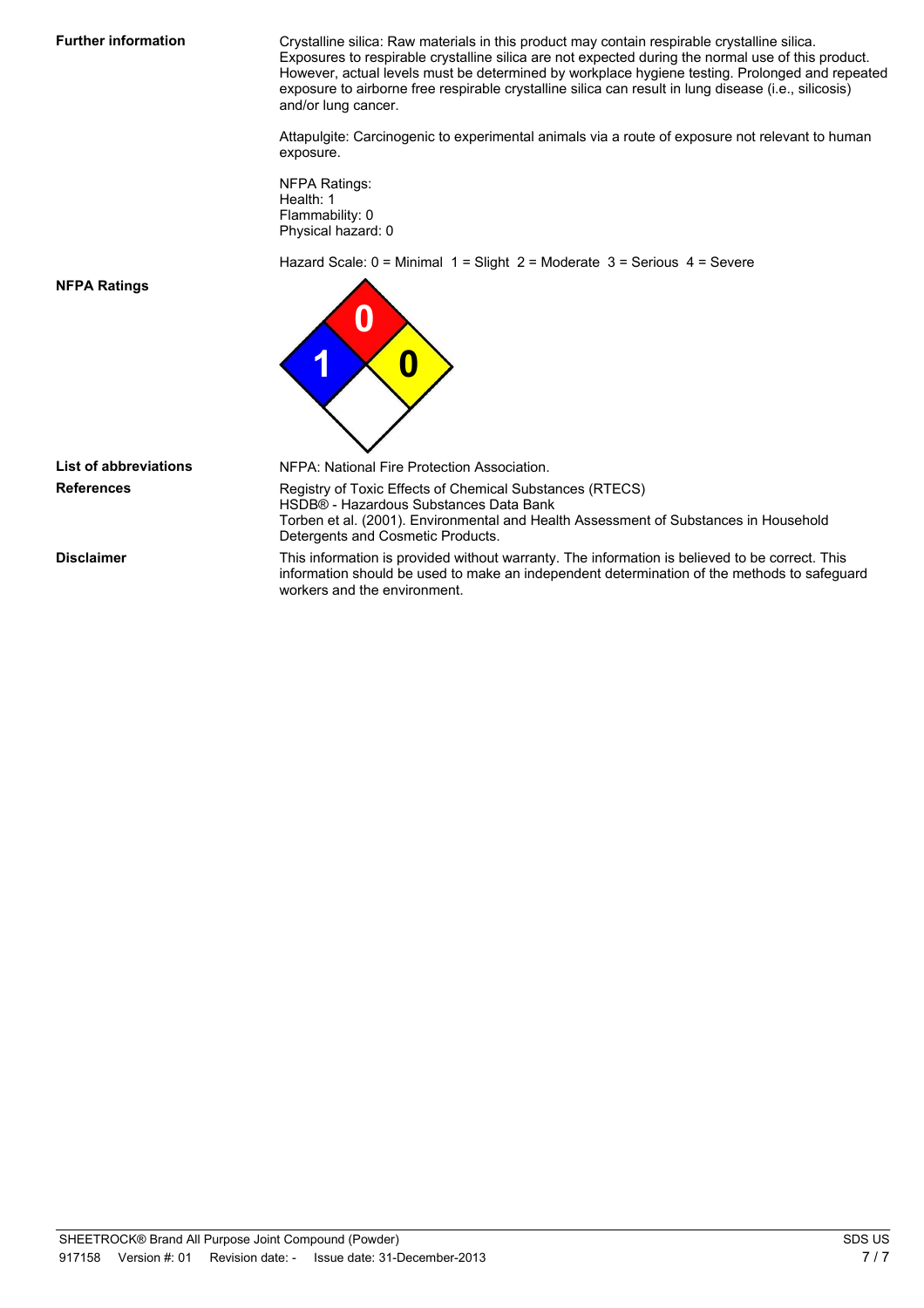**Further information**

Crystalline silica: Raw materials in this product may contain respirable crystalline silica. Exposures to respirable crystalline silica are not expected during the normal use of this product. However, actual levels must be determined by workplace hygiene testing. Prolonged and repeated exposure to airborne free respirable crystalline silica can result in lung disease (i.e., silicosis) and/or lung cancer.

Attapulgite: Carcinogenic to experimental animals via a route of exposure not relevant to human exposure.

NFPA Ratings:
Health: 1
Flammability: 0
Physical hazard: 0

Hazard Scale: 0 = Minimal 1 = Slight 2 = Moderate 3 = Serious 4 = Severe

**NFPA Ratings**

0
1
0

**List of abbreviations**

NFPA: National Fire Protection Association.

**References**

Registry of Toxic Effects of Chemical Substances (RTECS)
HSDB® - Hazardous Substances Data Bank
Torben et al. (2001). Environmental and Health Assessment of Substances in Household Detergents and Cosmetic Products.

**Disclaimer**

This information is provided without warranty. The information is believed to be correct. This information should be used to make an independent determination of the methods to safeguard workers and the environment.